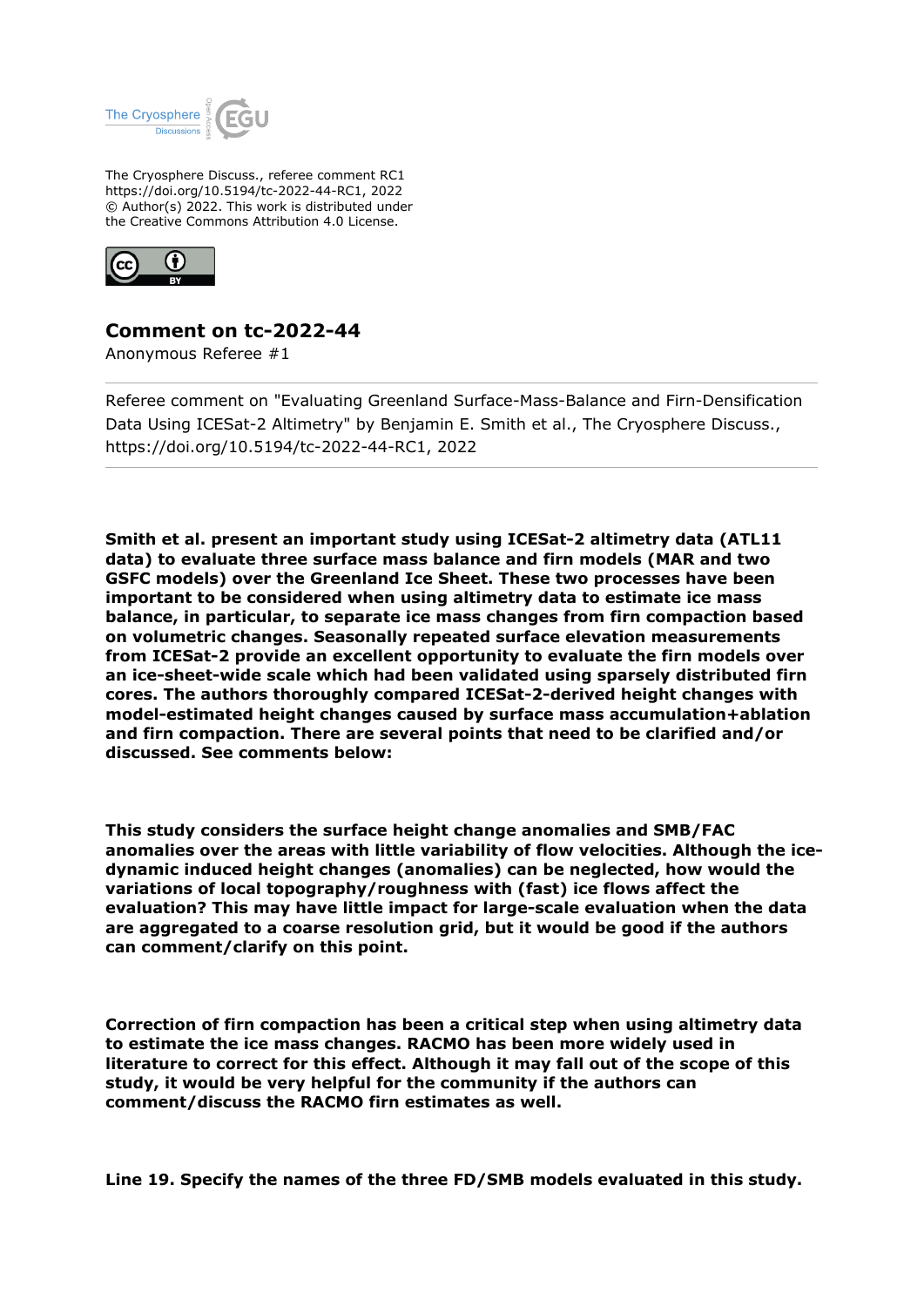The Cryosphere Discuss., referee comment RC1
https://doi.org/10.5194/tc-2022-44-RC1, 2022
© Author(s) 2022. This work is distributed under
the Creative Commons Attribution 4.0 License.

# Comment on tc-2022-44

Anonymous Referee #1

Referee comment on "Evaluating Greenland Surface-Mass-Balance and Firn-Densification Data Using ICESat-2 Altimetry" by Benjamin E. Smith et al., The Cryosphere Discuss., https://doi.org/10.5194/tc-2022-44-RC1, 2022

---

**Smith et al. present an important study using ICESat-2 altimetry data (ATL11 data) to evaluate three surface mass balance and firn models (MAR and two GSFC models) over the Greenland Ice Sheet. These two processes have been important to be considered when using altimetry data to estimate ice mass balance, in particular, to separate ice mass changes from firn compaction based on volumetric changes. Seasonally repeated surface elevation measurements from ICESat-2 provide an excellent opportunity to evaluate the firn models over an ice-sheet-wide scale which had been validated using sparsely distributed firn cores. The authors thoroughly compared ICESat-2-derived height changes with model-estimated height changes caused by surface mass accumulation+ablation and firn compaction. There are several points that need to be clarified and/or discussed. See comments below:**

**This study considers the surface height change anomalies and SMB/FAC anomalies over the areas with little variability of flow velocities. Although the ice-dynamic induced height changes (anomalies) can be neglected, how would the variations of local topography/roughness with (fast) ice flows affect the evaluation? This may have little impact for large-scale evaluation when the data are aggregated to a coarse resolution grid, but it would be good if the authors can comment/clarify on this point.**

**Correction of firn compaction has been a critical step when using altimetry data to estimate the ice mass changes. RACMO has been more widely used in literature to correct for this effect. Although it may fall out of the scope of this study, it would be very helpful for the community if the authors can comment/discuss the RACMO firn estimates as well.**

**Line 19. Specify the names of the three FD/SMB models evaluated in this study.**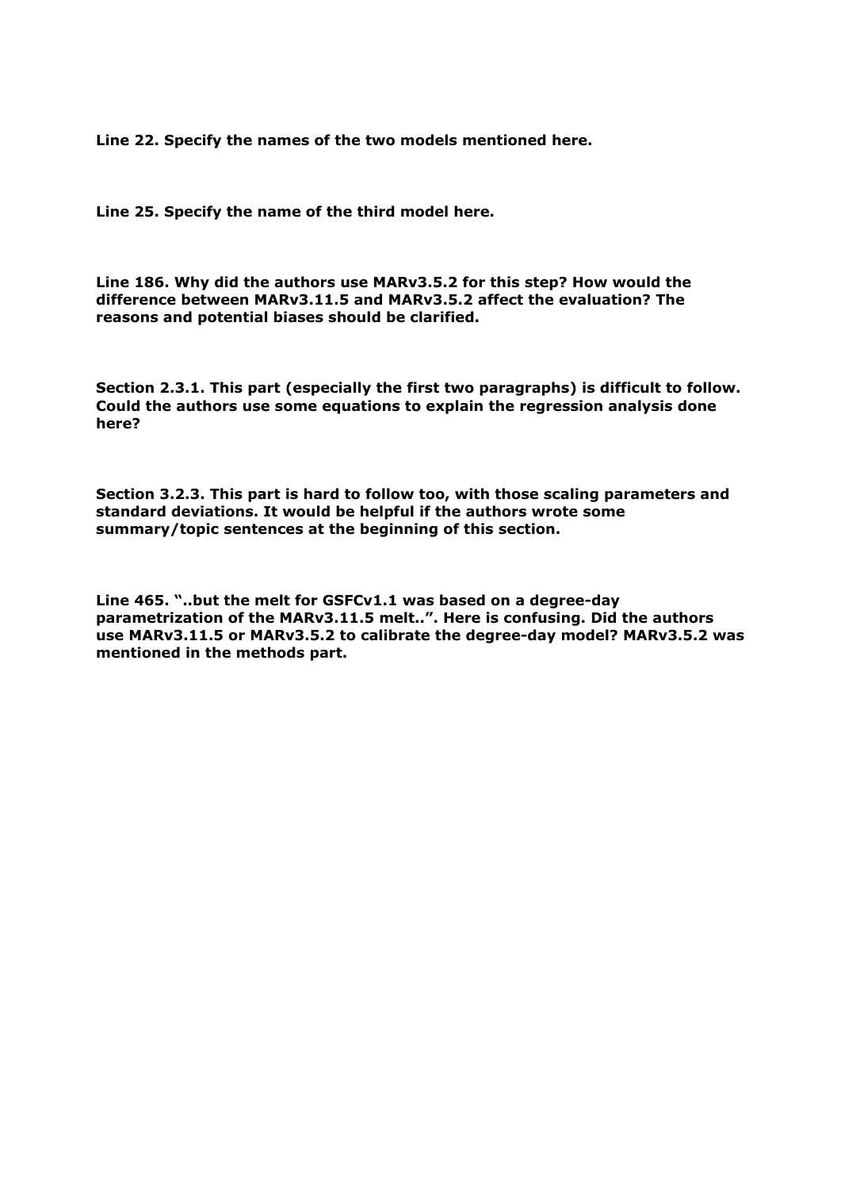**Line 22. Specify the names of the two models mentioned here.**

**Line 25. Specify the name of the third model here.**

**Line 186. Why did the authors use MARv3.5.2 for this step? How would the difference between MARv3.11.5 and MARv3.5.2 affect the evaluation? The reasons and potential biases should be clarified.**

**Section 2.3.1. This part (especially the first two paragraphs) is difficult to follow. Could the authors use some equations to explain the regression analysis done here?**

**Section 3.2.3. This part is hard to follow too, with those scaling parameters and standard deviations. It would be helpful if the authors wrote some summary/topic sentences at the beginning of this section.**

**Line 465. "..but the melt for GSFCv1.1 was based on a degree-day parametrization of the MARv3.11.5 melt..". Here is confusing. Did the authors use MARv3.11.5 or MARv3.5.2 to calibrate the degree-day model? MARv3.5.2 was mentioned in the methods part.**